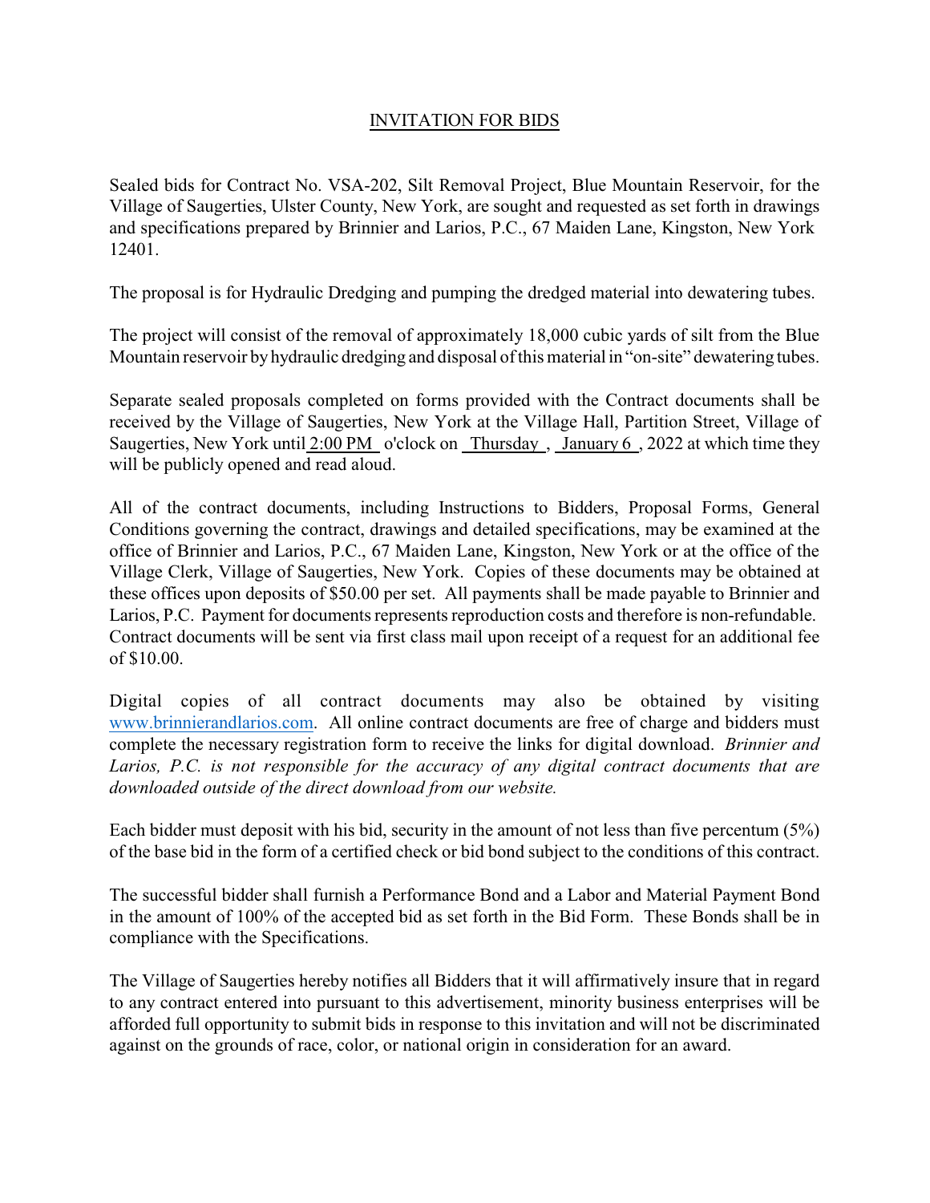# INVITATION FOR BIDS

Sealed bids for Contract No. VSA-202, Silt Removal Project, Blue Mountain Reservoir, for the Village of Saugerties, Ulster County, New York, are sought and requested as set forth in drawings and specifications prepared by Brinnier and Larios, P.C., 67 Maiden Lane, Kingston, New York 12401.

The proposal is for Hydraulic Dredging and pumping the dredged material into dewatering tubes.

The project will consist of the removal of approximately 18,000 cubic yards of silt from the Blue Mountain reservoir by hydraulic dredging and disposal of this material in "on-site" dewatering tubes.

Separate sealed proposals completed on forms provided with the Contract documents shall be received by the Village of Saugerties, New York at the Village Hall, Partition Street, Village of Saugerties, New York until 2:00 PM o'clock on Thursday , January 6 , 2022 at which time they will be publicly opened and read aloud.

All of the contract documents, including Instructions to Bidders, Proposal Forms, General Conditions governing the contract, drawings and detailed specifications, may be examined at the office of Brinnier and Larios, P.C., 67 Maiden Lane, Kingston, New York or at the office of the Village Clerk, Village of Saugerties, New York. Copies of these documents may be obtained at these offices upon deposits of $50.00 per set. All payments shall be made payable to Brinnier and Larios, P.C. Payment for documents represents reproduction costs and therefore is non-refundable. Contract documents will be sent via first class mail upon receipt of a request for an additional fee of $10.00.

Digital copies of all contract documents may also be obtained by visiting www.brinnierandlarios.com. All online contract documents are free of charge and bidders must complete the necessary registration form to receive the links for digital download. *Brinnier and Larios, P.C. is not responsible for the accuracy of any digital contract documents that are downloaded outside of the direct download from our website.*

Each bidder must deposit with his bid, security in the amount of not less than five percentum (5%) of the base bid in the form of a certified check or bid bond subject to the conditions of this contract.

The successful bidder shall furnish a Performance Bond and a Labor and Material Payment Bond in the amount of 100% of the accepted bid as set forth in the Bid Form. These Bonds shall be in compliance with the Specifications.

The Village of Saugerties hereby notifies all Bidders that it will affirmatively insure that in regard to any contract entered into pursuant to this advertisement, minority business enterprises will be afforded full opportunity to submit bids in response to this invitation and will not be discriminated against on the grounds of race, color, or national origin in consideration for an award.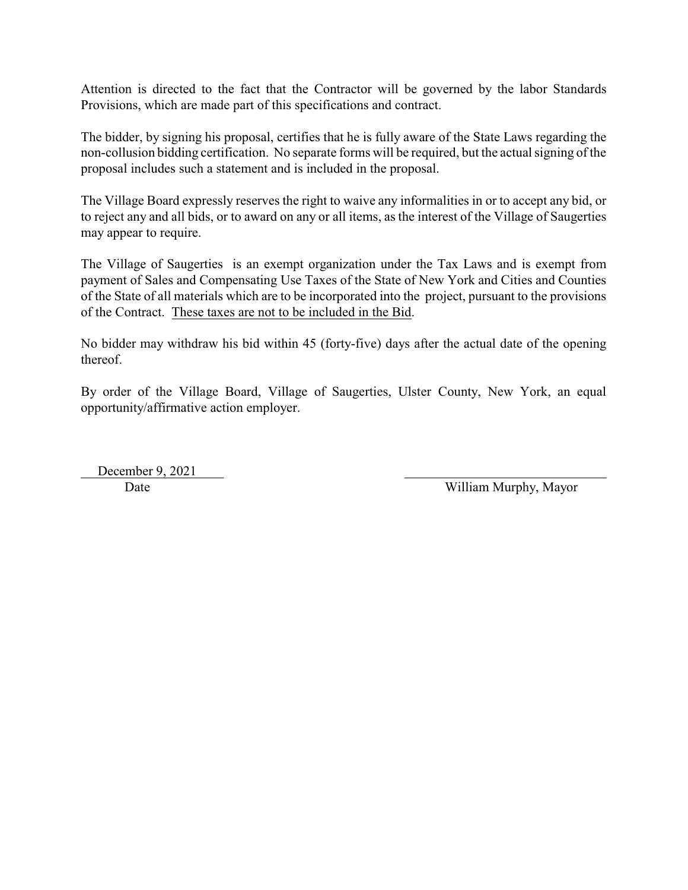Attention is directed to the fact that the Contractor will be governed by the labor Standards Provisions, which are made part of this specifications and contract.

The bidder, by signing his proposal, certifies that he is fully aware of the State Laws regarding the non-collusion bidding certification. No separate forms will be required, but the actual signing of the proposal includes such a statement and is included in the proposal.

The Village Board expressly reserves the right to waive any informalities in or to accept any bid, or to reject any and all bids, or to award on any or all items, as the interest of the Village of Saugerties may appear to require.

The Village of Saugerties is an exempt organization under the Tax Laws and is exempt from payment of Sales and Compensating Use Taxes of the State of New York and Cities and Counties of the State of all materials which are to be incorporated into the project, pursuant to the provisions of the Contract. These taxes are not to be included in the Bid.

No bidder may withdraw his bid within 45 (forty-five) days after the actual date of the opening thereof.

By order of the Village Board, Village of Saugerties, Ulster County, New York, an equal opportunity/affirmative action employer.

December 9, 2021
Date

William Murphy, Mayor